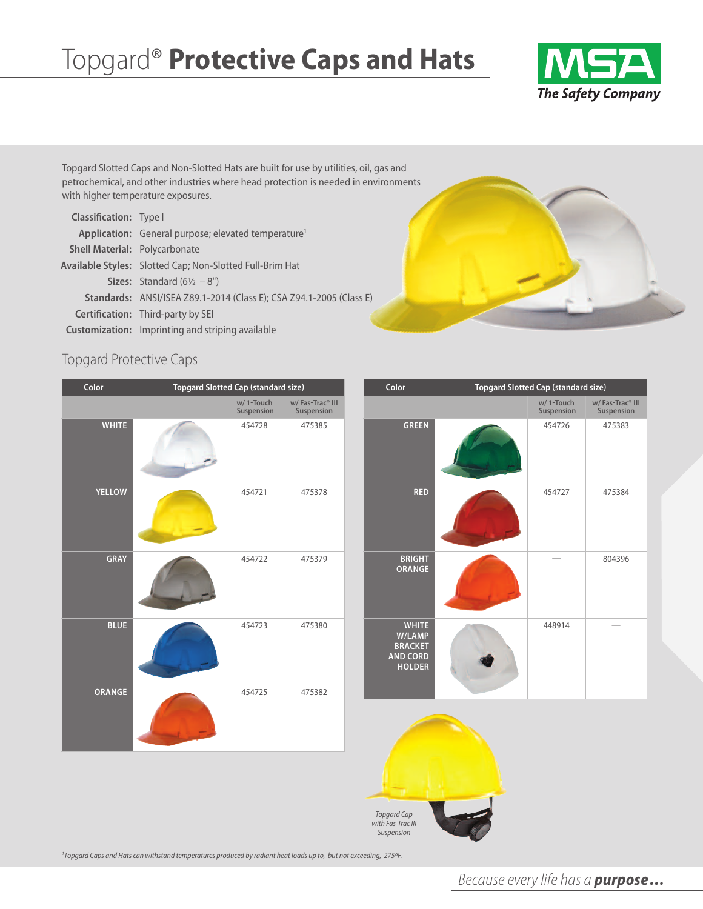# Topgard® **Protective Caps and Hats**

**MSA** *The Safety Company*

Topgard Slotted Caps and Non-Slotted Hats are built for use by utilities, oil, gas and petrochemical, and other industries where head protection is needed in environments with higher temperature exposures.

| | |
|---|---|
| **Classification:** | Type I |
| **Application:** | General purpose; elevated temperature[1] |
| **Shell Material:** | Polycarbonate |
| **Available Styles:** | Slotted Cap; Non-Slotted Full-Brim Hat |
| **Sizes:** | Standard (6½ – 8") |
| **Standards:** | ANSI/ISEA Z89.1-2014 (Class E); CSA Z94.1-2005 (Class E) |
| **Certification:** | Third-party by SEI |
| **Customization:** | Imprinting and striping available |

## Topgard Protective Caps

| Color | Topgard Slotted Cap (standard size) | | |
|---|---|---|---|
| | | w/ 1-Touch Suspension | w/ Fas-Trac® III Suspension |
| **WHITE** | | 454728 | 475385 |
| **YELLOW** | | 454721 | 475378 |
| **GRAY** | | 454722 | 475379 |
| **BLUE** | | 454723 | 475380 |
| **ORANGE** | | 454725 | 475382 |

| Color | Topgard Slotted Cap (standard size) | | |
|---|---|---|---|
| | | w/ 1-Touch Suspension | w/ Fas-Trac® III Suspension |
| **GREEN** | | 454726 | 475383 |
| **RED** | | 454727 | 475384 |
| **BRIGHT ORANGE** | | — | 804396 |
| **WHITE W/LAMP BRACKET AND CORD HOLDER** | | 448914 | — |

*Topgard Cap with Fas-Trac III Suspension*

[1]*Topgard Caps and Hats can withstand temperatures produced by radiant heat loads up to, but not exceeding, 275ºF.*

*Because every life has a* ***purpose...***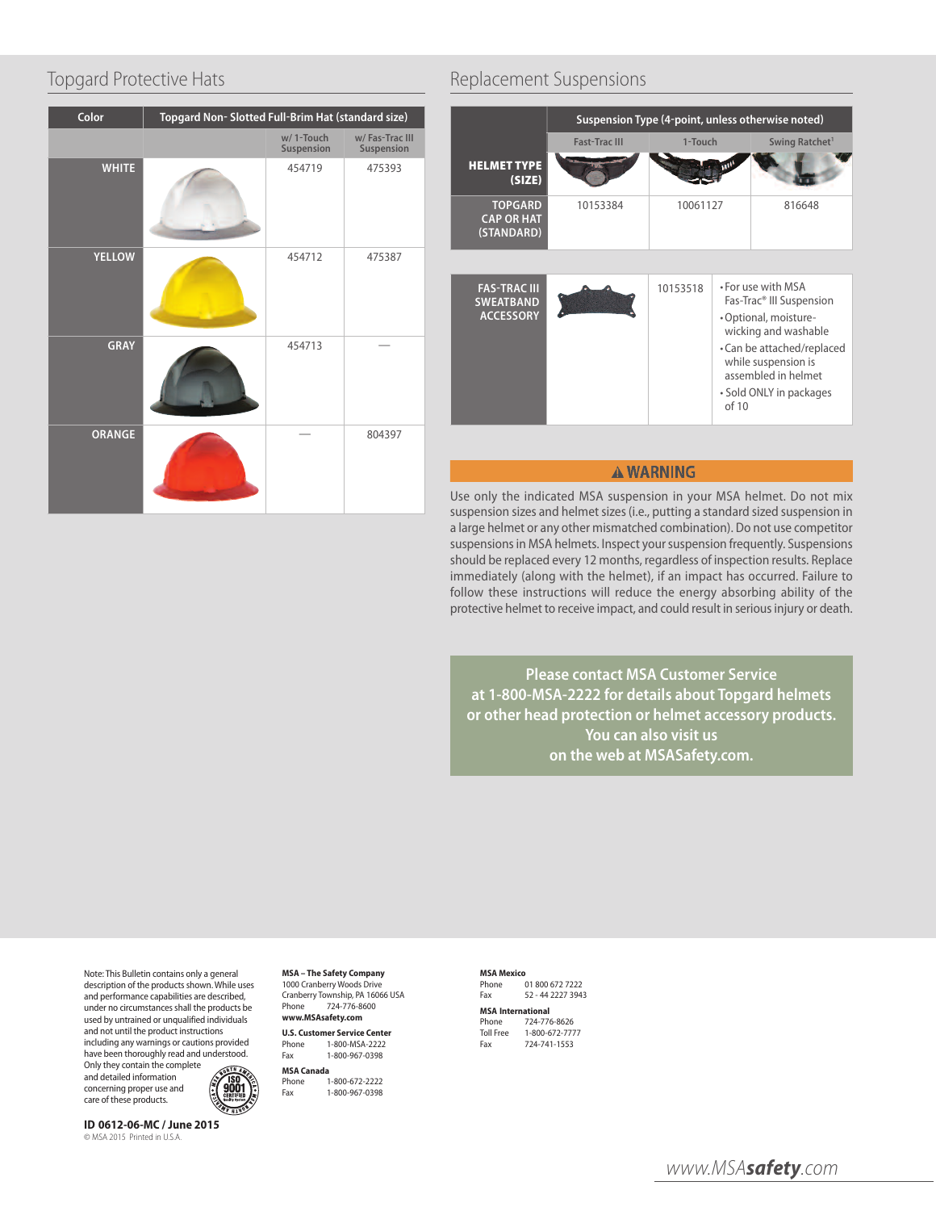## Topgard Protective Hats

| Color | Topgard Non- Slotted Full-Brim Hat (standard size) | | |
|---|---|---|---|
| | | w/ 1-Touch Suspension | w/ Fas-Trac III Suspension |
| WHITE | | 454719 | 475393 |
| YELLOW | | 454712 | 475387 |
| GRAY | | 454713 | — |
| ORANGE | | — | 804397 |

## Replacement Suspensions

| HELMET TYPE (SIZE) | Suspension Type (4-point, unless otherwise noted) | | |
|---|---|---|---|
| | Fast-Trac III | 1-Touch | Swing Ratchet[1] |
| TOPGARD CAP OR HAT (STANDARD) | 10153384 | 10061127 | 816648 |

| | | | |
|---|---|---|---|
| FAS-TRAC III SWEATBAND ACCESSORY | | 10153518 | • For use with MSA Fas-Trac® III Suspension<br>• Optional, moisture-wicking and washable<br>• Can be attached/replaced while suspension is assembled in helmet<br>• Sold ONLY in packages of 10 |

**⚠ WARNING**

Use only the indicated MSA suspension in your MSA helmet. Do not mix suspension sizes and helmet sizes (i.e., putting a standard sized suspension in a large helmet or any other mismatched combination). Do not use competitor suspensions in MSA helmets. Inspect your suspension frequently. Suspensions should be replaced every 12 months, regardless of inspection results. Replace immediately (along with the helmet), if an impact has occurred. Failure to follow these instructions will reduce the energy absorbing ability of the protective helmet to receive impact, and could result in serious injury or death.

**Please contact MSA Customer Service at 1-800-MSA-2222 for details about Topgard helmets or other head protection or helmet accessory products. You can also visit us on the web at MSASafety.com.**

Note: This Bulletin contains only a general description of the products shown. While uses and performance capabilities are described, under no circumstances shall the products be used by untrained or unqualified individuals and not until the product instructions including any warnings or cautions provided have been thoroughly read and understood. Only they contain the complete and detailed information concerning proper use and care of these products.

**ID 0612-06-MC / June 2015**
© MSA 2015 Printed in U.S.A.

**MSA – The Safety Company**
1000 Cranberry Woods Drive
Cranberry Township, PA 16066 USA
Phone 724-776-8600
**www.MSAsafety.com**

**U.S. Customer Service Center**
Phone 1-800-MSA-2222
Fax 1-800-967-0398

**MSA Canada**
Phone 1-800-672-2222
Fax 1-800-967-0398

**MSA Mexico**
Phone 01 800 672 7222
Fax 52 - 44 2227 3943

**MSA International**
Phone 724-776-8626
Toll Free 1-800-672-7777
Fax 724-741-1553

www.MSA***safety***.com